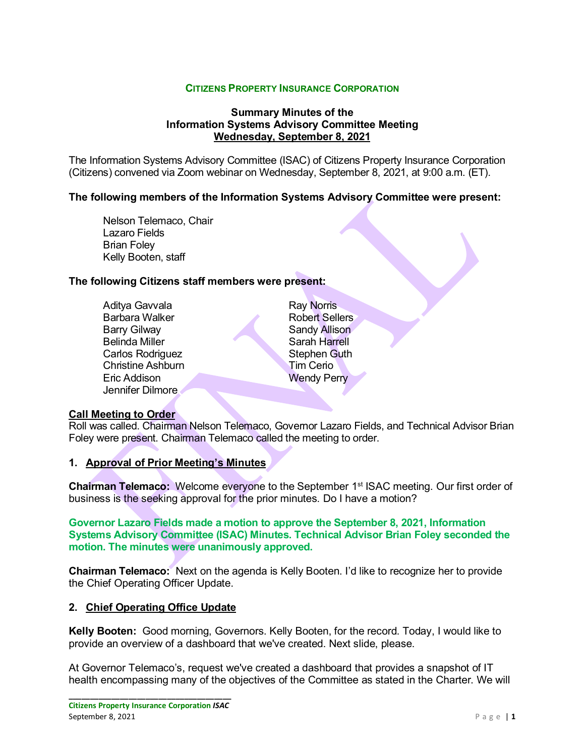**CITIZENS PROPERTY INSURANCE CORPORATION**

**Summary Minutes of the**
**Information Systems Advisory Committee Meeting**
**Wednesday, September 8, 2021**

The Information Systems Advisory Committee (ISAC) of Citizens Property Insurance Corporation (Citizens) convened via Zoom webinar on Wednesday, September 8, 2021, at 9:00 a.m. (ET).

**The following members of the Information Systems Advisory Committee were present:**

Nelson Telemaco, Chair
Lazaro Fields
Brian Foley
Kelly Booten, staff

**The following Citizens staff members were present:**

Aditya Gavvala
Barbara Walker
Barry Gilway
Belinda Miller
Carlos Rodriguez
Christine Ashburn
Eric Addison
Jennifer Dilmore
Ray Norris
Robert Sellers
Sandy Allison
Sarah Harrell
Stephen Guth
Tim Cerio
Wendy Perry

**Call Meeting to Order**

Roll was called. Chairman Nelson Telemaco, Governor Lazaro Fields, and Technical Advisor Brian Foley were present. Chairman Telemaco called the meeting to order.

**1. Approval of Prior Meeting's Minutes**

**Chairman Telemaco:** Welcome everyone to the September 1st ISAC meeting. Our first order of business is the seeking approval for the prior minutes. Do I have a motion?

**Governor Lazaro Fields made a motion to approve the September 8, 2021, Information Systems Advisory Committee (ISAC) Minutes. Technical Advisor Brian Foley seconded the motion. The minutes were unanimously approved.**

**Chairman Telemaco:** Next on the agenda is Kelly Booten. I'd like to recognize her to provide the Chief Operating Officer Update.

**2. Chief Operating Office Update**

**Kelly Booten:** Good morning, Governors. Kelly Booten, for the record. Today, I would like to provide an overview of a dashboard that we've created. Next slide, please.

At Governor Telemaco's, request we've created a dashboard that provides a snapshot of IT health encompassing many of the objectives of the Committee as stated in the Charter. We will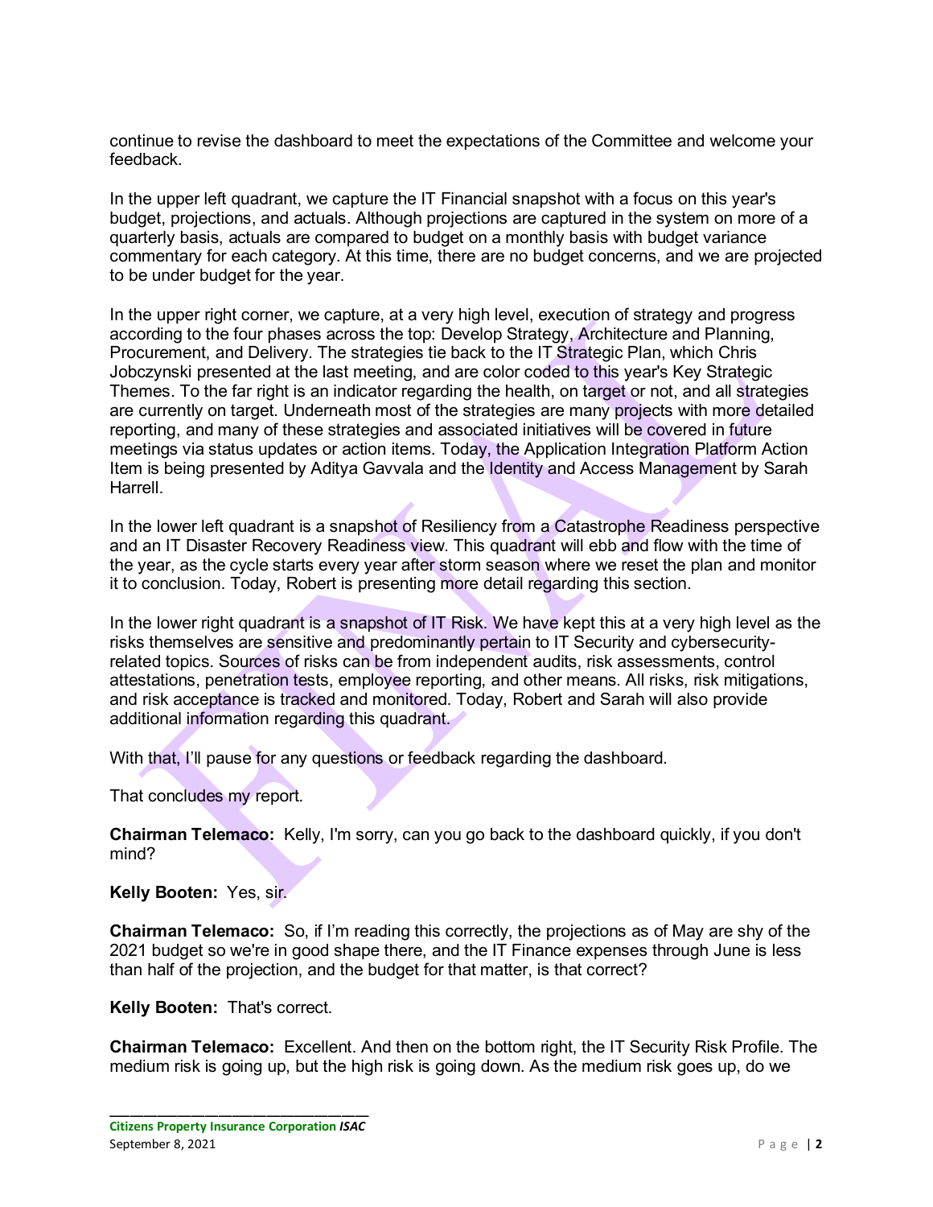continue to revise the dashboard to meet the expectations of the Committee and welcome your feedback.

In the upper left quadrant, we capture the IT Financial snapshot with a focus on this year's budget, projections, and actuals. Although projections are captured in the system on more of a quarterly basis, actuals are compared to budget on a monthly basis with budget variance commentary for each category. At this time, there are no budget concerns, and we are projected to be under budget for the year.

In the upper right corner, we capture, at a very high level, execution of strategy and progress according to the four phases across the top: Develop Strategy, Architecture and Planning, Procurement, and Delivery. The strategies tie back to the IT Strategic Plan, which Chris Jobczynski presented at the last meeting, and are color coded to this year's Key Strategic Themes. To the far right is an indicator regarding the health, on target or not, and all strategies are currently on target. Underneath most of the strategies are many projects with more detailed reporting, and many of these strategies and associated initiatives will be covered in future meetings via status updates or action items. Today, the Application Integration Platform Action Item is being presented by Aditya Gavvala and the Identity and Access Management by Sarah Harrell.

In the lower left quadrant is a snapshot of Resiliency from a Catastrophe Readiness perspective and an IT Disaster Recovery Readiness view. This quadrant will ebb and flow with the time of the year, as the cycle starts every year after storm season where we reset the plan and monitor it to conclusion. Today, Robert is presenting more detail regarding this section.

In the lower right quadrant is a snapshot of IT Risk. We have kept this at a very high level as the risks themselves are sensitive and predominantly pertain to IT Security and cybersecurity-related topics. Sources of risks can be from independent audits, risk assessments, control attestations, penetration tests, employee reporting, and other means. All risks, risk mitigations, and risk acceptance is tracked and monitored. Today, Robert and Sarah will also provide additional information regarding this quadrant.

With that, I'll pause for any questions or feedback regarding the dashboard.

That concludes my report.

**Chairman Telemaco:** Kelly, I'm sorry, can you go back to the dashboard quickly, if you don't mind?

**Kelly Booten:** Yes, sir.

**Chairman Telemaco:** So, if I'm reading this correctly, the projections as of May are shy of the 2021 budget so we're in good shape there, and the IT Finance expenses through June is less than half of the projection, and the budget for that matter, is that correct?

**Kelly Booten:** That's correct.

**Chairman Telemaco:** Excellent. And then on the bottom right, the IT Security Risk Profile. The medium risk is going up, but the high risk is going down. As the medium risk goes up, do we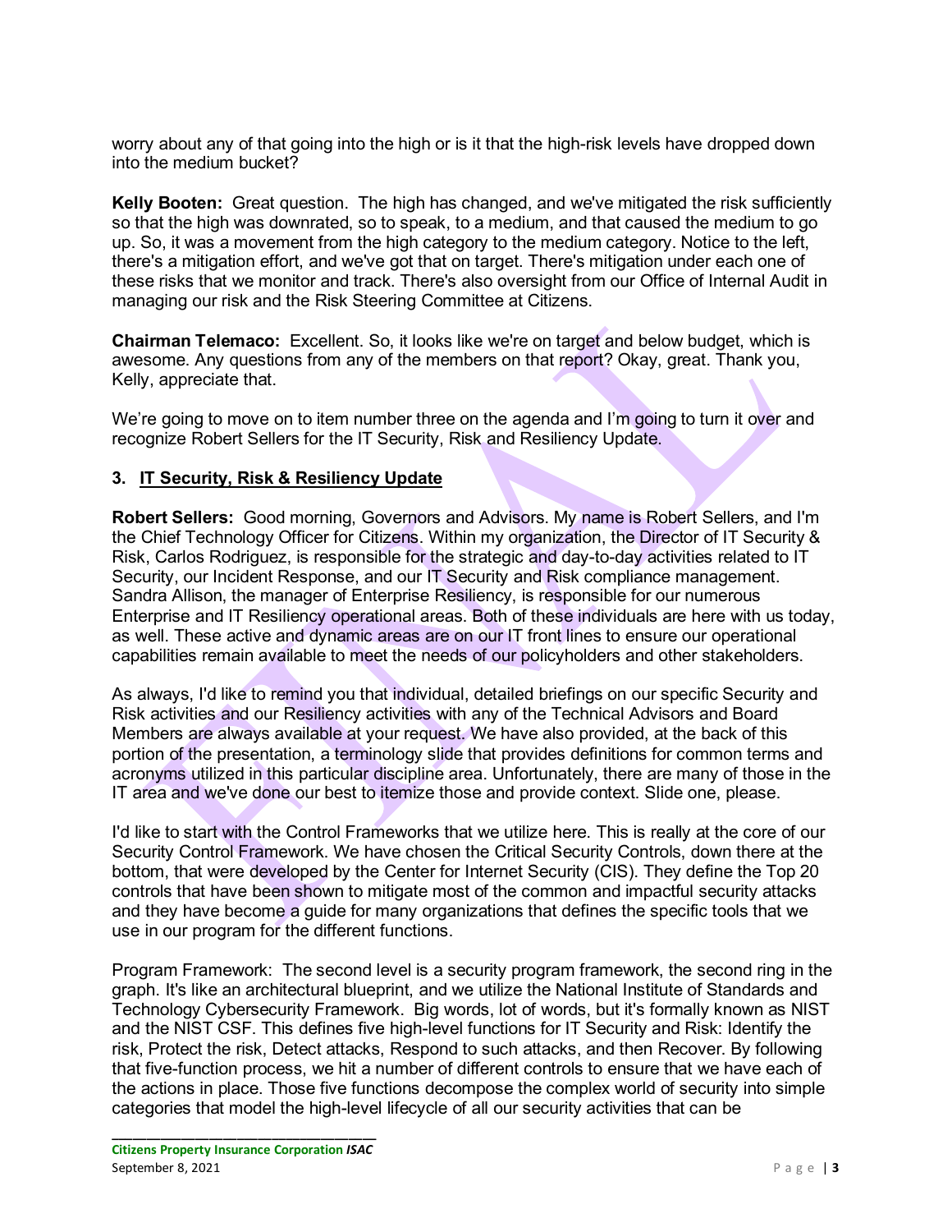worry about any of that going into the high or is it that the high-risk levels have dropped down into the medium bucket?

**Kelly Booten:** Great question. The high has changed, and we've mitigated the risk sufficiently so that the high was downrated, so to speak, to a medium, and that caused the medium to go up. So, it was a movement from the high category to the medium category. Notice to the left, there's a mitigation effort, and we've got that on target. There's mitigation under each one of these risks that we monitor and track. There's also oversight from our Office of Internal Audit in managing our risk and the Risk Steering Committee at Citizens.

**Chairman Telemaco:** Excellent. So, it looks like we're on target and below budget, which is awesome. Any questions from any of the members on that report? Okay, great. Thank you, Kelly, appreciate that.

We're going to move on to item number three on the agenda and I'm going to turn it over and recognize Robert Sellers for the IT Security, Risk and Resiliency Update.

### 3. IT Security, Risk & Resiliency Update

**Robert Sellers:** Good morning, Governors and Advisors. My name is Robert Sellers, and I'm the Chief Technology Officer for Citizens. Within my organization, the Director of IT Security & Risk, Carlos Rodriguez, is responsible for the strategic and day-to-day activities related to IT Security, our Incident Response, and our IT Security and Risk compliance management. Sandra Allison, the manager of Enterprise Resiliency, is responsible for our numerous Enterprise and IT Resiliency operational areas. Both of these individuals are here with us today, as well. These active and dynamic areas are on our IT front lines to ensure our operational capabilities remain available to meet the needs of our policyholders and other stakeholders.

As always, I'd like to remind you that individual, detailed briefings on our specific Security and Risk activities and our Resiliency activities with any of the Technical Advisors and Board Members are always available at your request. We have also provided, at the back of this portion of the presentation, a terminology slide that provides definitions for common terms and acronyms utilized in this particular discipline area. Unfortunately, there are many of those in the IT area and we've done our best to itemize those and provide context. Slide one, please.

I'd like to start with the Control Frameworks that we utilize here. This is really at the core of our Security Control Framework. We have chosen the Critical Security Controls, down there at the bottom, that were developed by the Center for Internet Security (CIS). They define the Top 20 controls that have been shown to mitigate most of the common and impactful security attacks and they have become a guide for many organizations that defines the specific tools that we use in our program for the different functions.

Program Framework: The second level is a security program framework, the second ring in the graph. It's like an architectural blueprint, and we utilize the National Institute of Standards and Technology Cybersecurity Framework. Big words, lot of words, but it's formally known as NIST and the NIST CSF. This defines five high-level functions for IT Security and Risk: Identify the risk, Protect the risk, Detect attacks, Respond to such attacks, and then Recover. By following that five-function process, we hit a number of different controls to ensure that we have each of the actions in place. Those five functions decompose the complex world of security into simple categories that model the high-level lifecycle of all our security activities that can be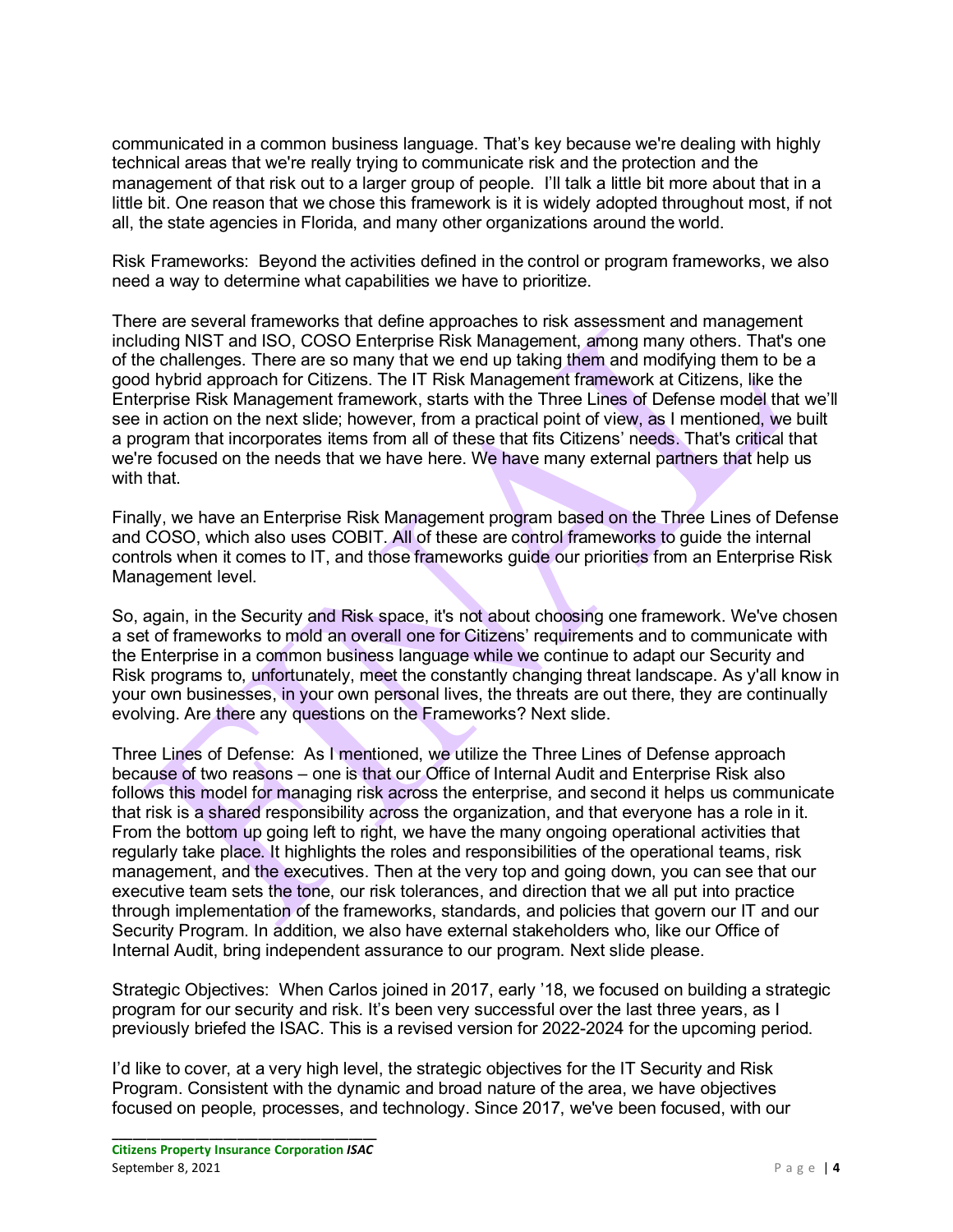communicated in a common business language. That's key because we're dealing with highly technical areas that we're really trying to communicate risk and the protection and the management of that risk out to a larger group of people. I'll talk a little bit more about that in a little bit. One reason that we chose this framework is it is widely adopted throughout most, if not all, the state agencies in Florida, and many other organizations around the world.

Risk Frameworks: Beyond the activities defined in the control or program frameworks, we also need a way to determine what capabilities we have to prioritize.

There are several frameworks that define approaches to risk assessment and management including NIST and ISO, COSO Enterprise Risk Management, among many others. That's one of the challenges. There are so many that we end up taking them and modifying them to be a good hybrid approach for Citizens. The IT Risk Management framework at Citizens, like the Enterprise Risk Management framework, starts with the Three Lines of Defense model that we'll see in action on the next slide; however, from a practical point of view, as I mentioned, we built a program that incorporates items from all of these that fits Citizens' needs. That's critical that we're focused on the needs that we have here. We have many external partners that help us with that.

Finally, we have an Enterprise Risk Management program based on the Three Lines of Defense and COSO, which also uses COBIT. All of these are control frameworks to guide the internal controls when it comes to IT, and those frameworks guide our priorities from an Enterprise Risk Management level.

So, again, in the Security and Risk space, it's not about choosing one framework. We've chosen a set of frameworks to mold an overall one for Citizens' requirements and to communicate with the Enterprise in a common business language while we continue to adapt our Security and Risk programs to, unfortunately, meet the constantly changing threat landscape. As y'all know in your own businesses, in your own personal lives, the threats are out there, they are continually evolving. Are there any questions on the Frameworks? Next slide.

Three Lines of Defense: As I mentioned, we utilize the Three Lines of Defense approach because of two reasons – one is that our Office of Internal Audit and Enterprise Risk also follows this model for managing risk across the enterprise, and second it helps us communicate that risk is a shared responsibility across the organization, and that everyone has a role in it. From the bottom up going left to right, we have the many ongoing operational activities that regularly take place. It highlights the roles and responsibilities of the operational teams, risk management, and the executives. Then at the very top and going down, you can see that our executive team sets the tone, our risk tolerances, and direction that we all put into practice through implementation of the frameworks, standards, and policies that govern our IT and our Security Program. In addition, we also have external stakeholders who, like our Office of Internal Audit, bring independent assurance to our program. Next slide please.

Strategic Objectives: When Carlos joined in 2017, early '18, we focused on building a strategic program for our security and risk. It's been very successful over the last three years, as I previously briefed the ISAC. This is a revised version for 2022-2024 for the upcoming period.

I'd like to cover, at a very high level, the strategic objectives for the IT Security and Risk Program. Consistent with the dynamic and broad nature of the area, we have objectives focused on people, processes, and technology. Since 2017, we've been focused, with our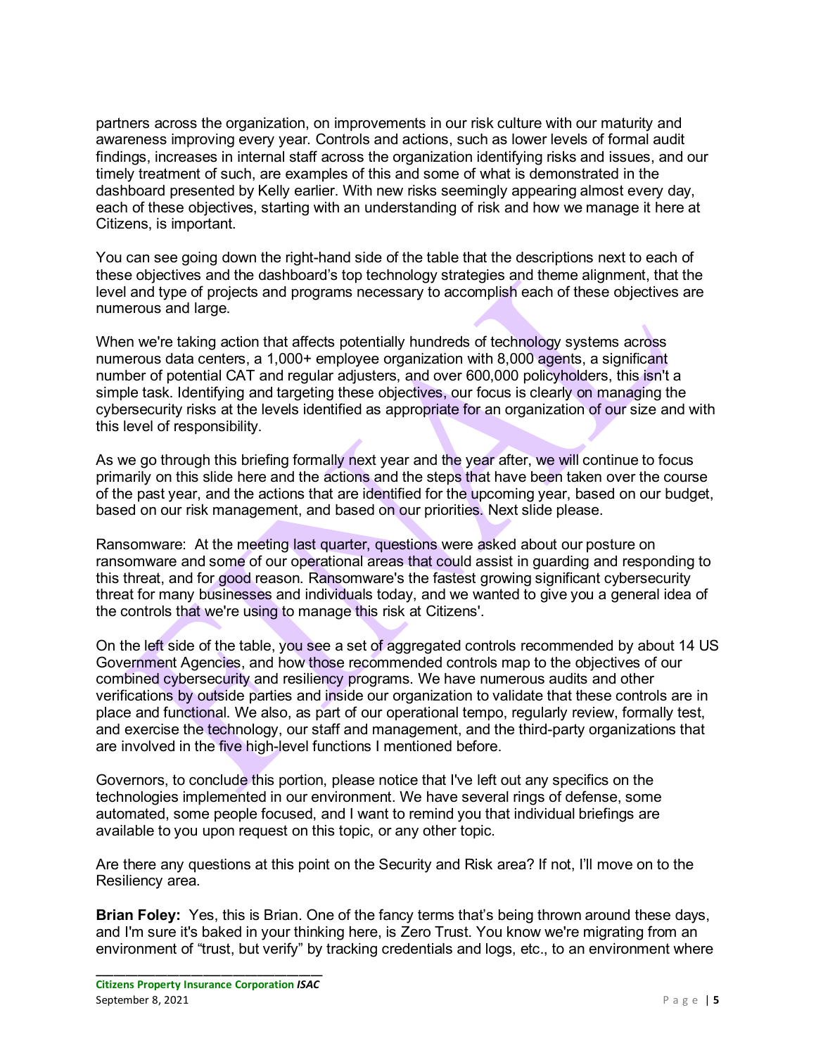partners across the organization, on improvements in our risk culture with our maturity and awareness improving every year. Controls and actions, such as lower levels of formal audit findings, increases in internal staff across the organization identifying risks and issues, and our timely treatment of such, are examples of this and some of what is demonstrated in the dashboard presented by Kelly earlier. With new risks seemingly appearing almost every day, each of these objectives, starting with an understanding of risk and how we manage it here at Citizens, is important.

You can see going down the right-hand side of the table that the descriptions next to each of these objectives and the dashboard's top technology strategies and theme alignment, that the level and type of projects and programs necessary to accomplish each of these objectives are numerous and large.

When we're taking action that affects potentially hundreds of technology systems across numerous data centers, a 1,000+ employee organization with 8,000 agents, a significant number of potential CAT and regular adjusters, and over 600,000 policyholders, this isn't a simple task. Identifying and targeting these objectives, our focus is clearly on managing the cybersecurity risks at the levels identified as appropriate for an organization of our size and with this level of responsibility.

As we go through this briefing formally next year and the year after, we will continue to focus primarily on this slide here and the actions and the steps that have been taken over the course of the past year, and the actions that are identified for the upcoming year, based on our budget, based on our risk management, and based on our priorities. Next slide please.

Ransomware: At the meeting last quarter, questions were asked about our posture on ransomware and some of our operational areas that could assist in guarding and responding to this threat, and for good reason. Ransomware's the fastest growing significant cybersecurity threat for many businesses and individuals today, and we wanted to give you a general idea of the controls that we're using to manage this risk at Citizens'.

On the left side of the table, you see a set of aggregated controls recommended by about 14 US Government Agencies, and how those recommended controls map to the objectives of our combined cybersecurity and resiliency programs. We have numerous audits and other verifications by outside parties and inside our organization to validate that these controls are in place and functional. We also, as part of our operational tempo, regularly review, formally test, and exercise the technology, our staff and management, and the third-party organizations that are involved in the five high-level functions I mentioned before.

Governors, to conclude this portion, please notice that I've left out any specifics on the technologies implemented in our environment. We have several rings of defense, some automated, some people focused, and I want to remind you that individual briefings are available to you upon request on this topic, or any other topic.

Are there any questions at this point on the Security and Risk area? If not, I'll move on to the Resiliency area.

**Brian Foley:** Yes, this is Brian. One of the fancy terms that's being thrown around these days, and I'm sure it's baked in your thinking here, is Zero Trust. You know we're migrating from an environment of "trust, but verify" by tracking credentials and logs, etc., to an environment where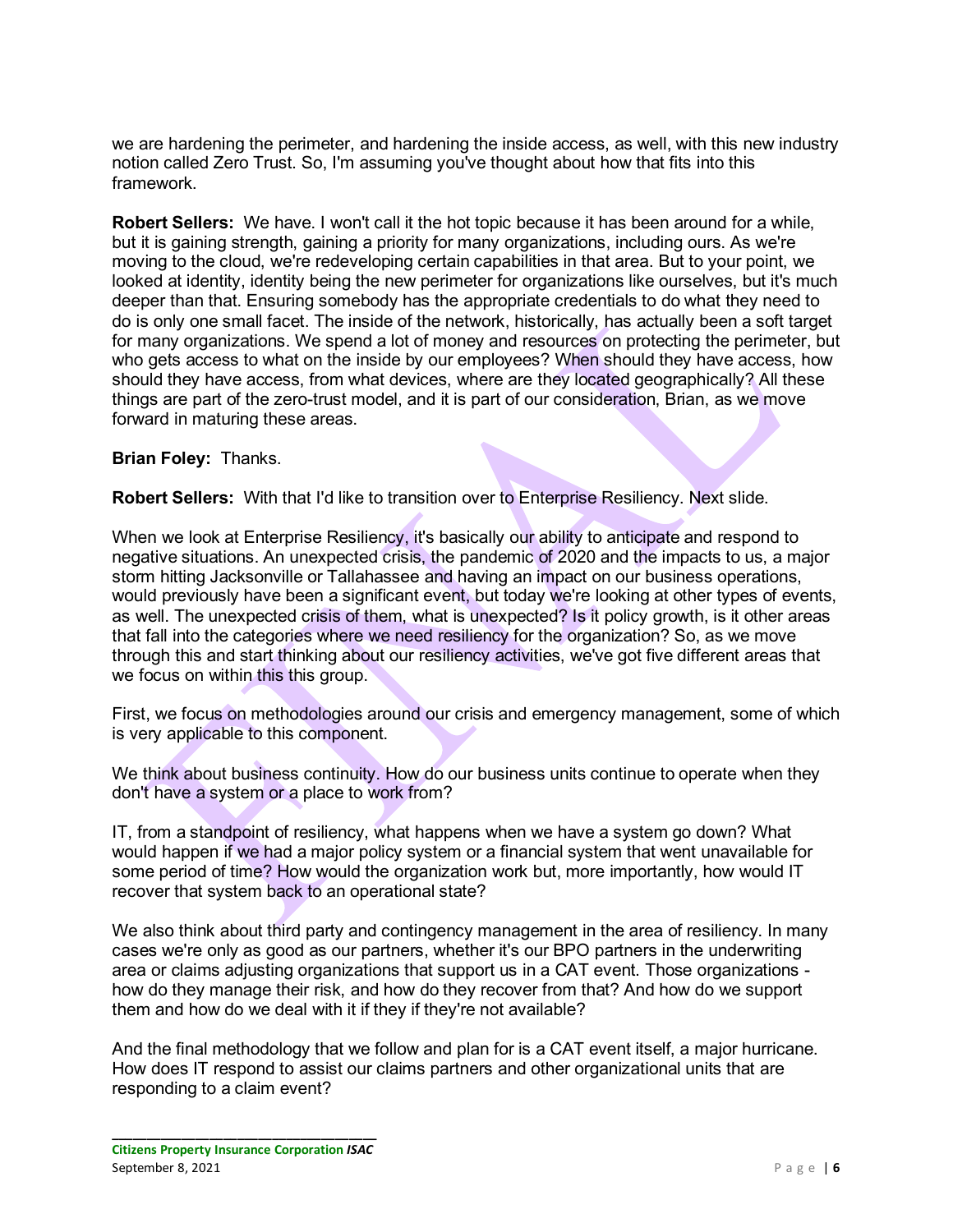we are hardening the perimeter, and hardening the inside access, as well, with this new industry notion called Zero Trust. So, I'm assuming you've thought about how that fits into this framework.

**Robert Sellers:** We have. I won't call it the hot topic because it has been around for a while, but it is gaining strength, gaining a priority for many organizations, including ours. As we're moving to the cloud, we're redeveloping certain capabilities in that area. But to your point, we looked at identity, identity being the new perimeter for organizations like ourselves, but it's much deeper than that. Ensuring somebody has the appropriate credentials to do what they need to do is only one small facet. The inside of the network, historically, has actually been a soft target for many organizations. We spend a lot of money and resources on protecting the perimeter, but who gets access to what on the inside by our employees? When should they have access, how should they have access, from what devices, where are they located geographically? All these things are part of the zero-trust model, and it is part of our consideration, Brian, as we move forward in maturing these areas.

**Brian Foley:** Thanks.

**Robert Sellers:** With that I'd like to transition over to Enterprise Resiliency. Next slide.

When we look at Enterprise Resiliency, it's basically our ability to anticipate and respond to negative situations. An unexpected crisis, the pandemic of 2020 and the impacts to us, a major storm hitting Jacksonville or Tallahassee and having an impact on our business operations, would previously have been a significant event, but today we're looking at other types of events, as well. The unexpected crisis of them, what is unexpected? Is it policy growth, is it other areas that fall into the categories where we need resiliency for the organization? So, as we move through this and start thinking about our resiliency activities, we've got five different areas that we focus on within this this group.

First, we focus on methodologies around our crisis and emergency management, some of which is very applicable to this component.

We think about business continuity. How do our business units continue to operate when they don't have a system or a place to work from?

IT, from a standpoint of resiliency, what happens when we have a system go down? What would happen if we had a major policy system or a financial system that went unavailable for some period of time? How would the organization work but, more importantly, how would IT recover that system back to an operational state?

We also think about third party and contingency management in the area of resiliency. In many cases we're only as good as our partners, whether it's our BPO partners in the underwriting area or claims adjusting organizations that support us in a CAT event. Those organizations - how do they manage their risk, and how do they recover from that? And how do we support them and how do we deal with it if they if they're not available?

And the final methodology that we follow and plan for is a CAT event itself, a major hurricane. How does IT respond to assist our claims partners and other organizational units that are responding to a claim event?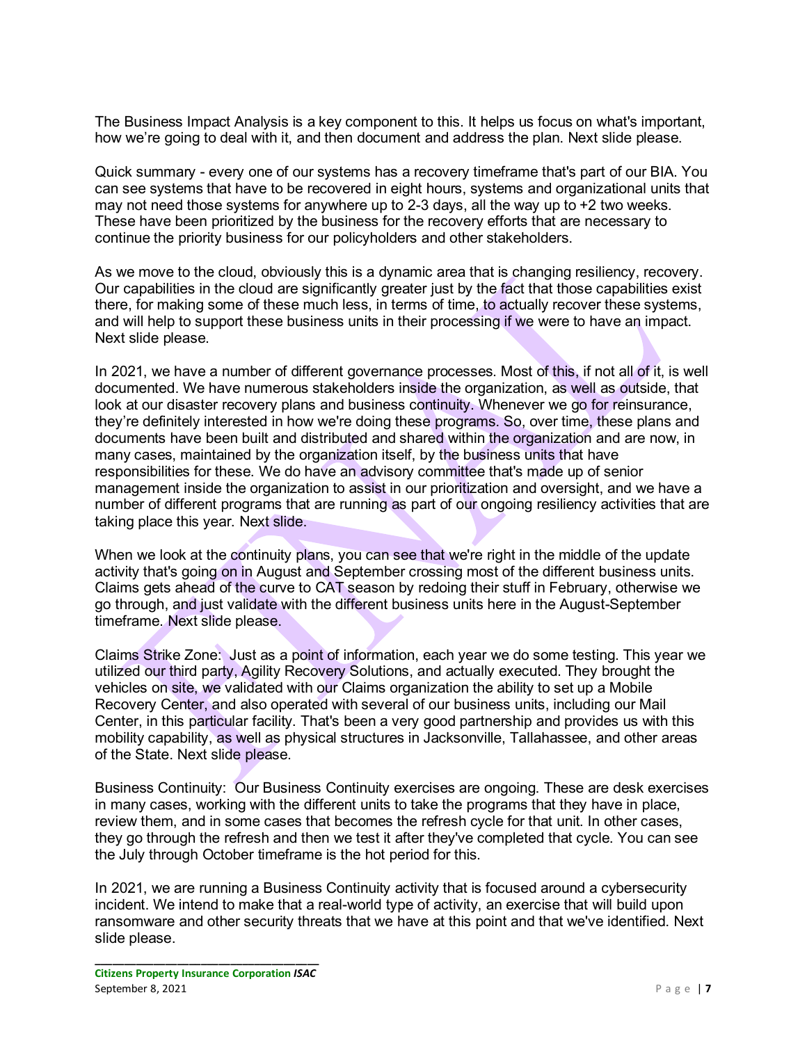The Business Impact Analysis is a key component to this. It helps us focus on what's important, how we're going to deal with it, and then document and address the plan. Next slide please.

Quick summary - every one of our systems has a recovery timeframe that's part of our BIA. You can see systems that have to be recovered in eight hours, systems and organizational units that may not need those systems for anywhere up to 2-3 days, all the way up to +2 two weeks. These have been prioritized by the business for the recovery efforts that are necessary to continue the priority business for our policyholders and other stakeholders.

As we move to the cloud, obviously this is a dynamic area that is changing resiliency, recovery. Our capabilities in the cloud are significantly greater just by the fact that those capabilities exist there, for making some of these much less, in terms of time, to actually recover these systems, and will help to support these business units in their processing if we were to have an impact. Next slide please.

In 2021, we have a number of different governance processes. Most of this, if not all of it, is well documented. We have numerous stakeholders inside the organization, as well as outside, that look at our disaster recovery plans and business continuity. Whenever we go for reinsurance, they're definitely interested in how we're doing these programs. So, over time, these plans and documents have been built and distributed and shared within the organization and are now, in many cases, maintained by the organization itself, by the business units that have responsibilities for these. We do have an advisory committee that's made up of senior management inside the organization to assist in our prioritization and oversight, and we have a number of different programs that are running as part of our ongoing resiliency activities that are taking place this year. Next slide.

When we look at the continuity plans, you can see that we're right in the middle of the update activity that's going on in August and September crossing most of the different business units. Claims gets ahead of the curve to CAT season by redoing their stuff in February, otherwise we go through, and just validate with the different business units here in the August-September timeframe. Next slide please.

Claims Strike Zone: Just as a point of information, each year we do some testing. This year we utilized our third party, Agility Recovery Solutions, and actually executed. They brought the vehicles on site, we validated with our Claims organization the ability to set up a Mobile Recovery Center, and also operated with several of our business units, including our Mail Center, in this particular facility. That's been a very good partnership and provides us with this mobility capability, as well as physical structures in Jacksonville, Tallahassee, and other areas of the State. Next slide please.

Business Continuity: Our Business Continuity exercises are ongoing. These are desk exercises in many cases, working with the different units to take the programs that they have in place, review them, and in some cases that becomes the refresh cycle for that unit. In other cases, they go through the refresh and then we test it after they've completed that cycle. You can see the July through October timeframe is the hot period for this.

In 2021, we are running a Business Continuity activity that is focused around a cybersecurity incident. We intend to make that a real-world type of activity, an exercise that will build upon ransomware and other security threats that we have at this point and that we've identified. Next slide please.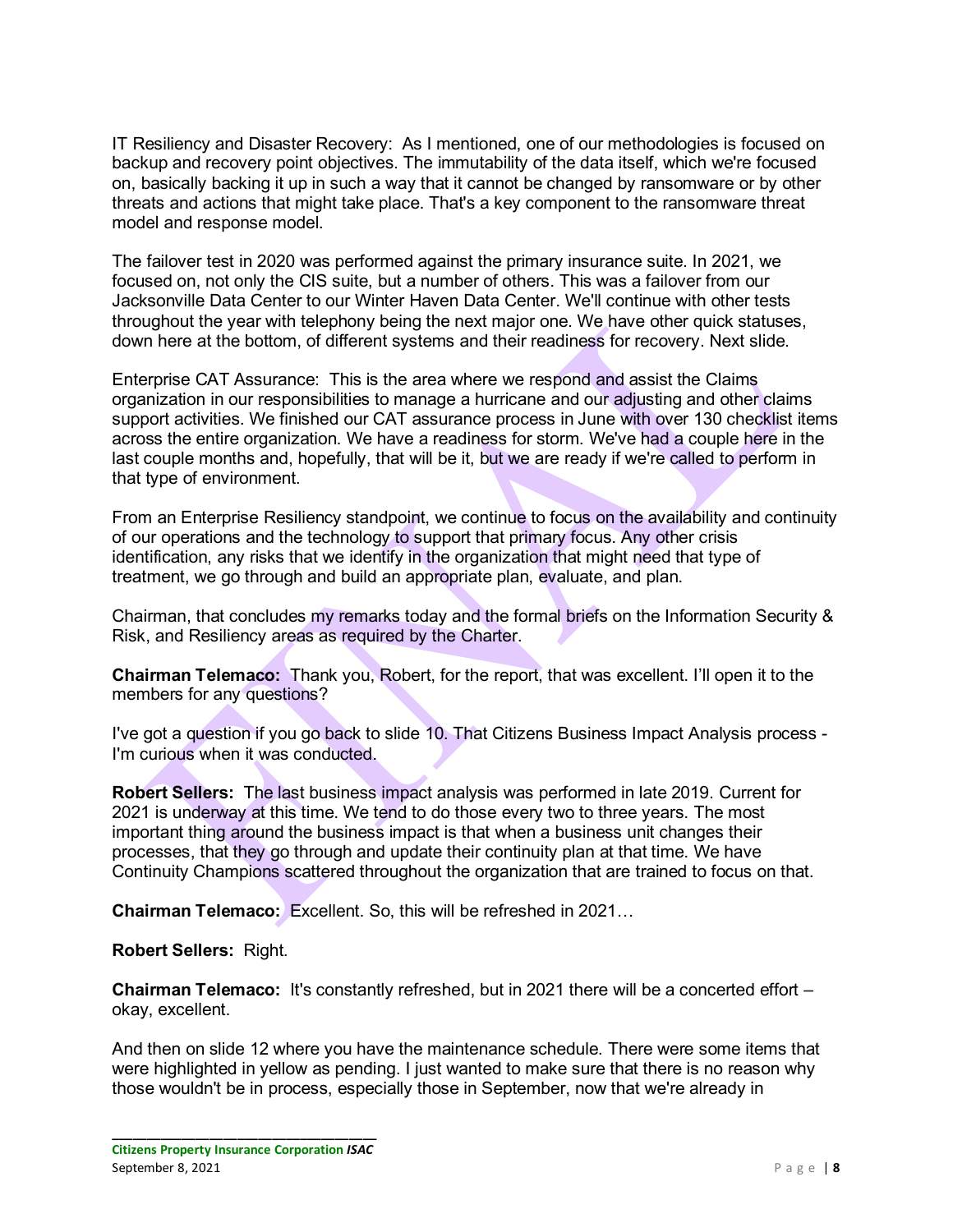IT Resiliency and Disaster Recovery: As I mentioned, one of our methodologies is focused on backup and recovery point objectives. The immutability of the data itself, which we're focused on, basically backing it up in such a way that it cannot be changed by ransomware or by other threats and actions that might take place. That's a key component to the ransomware threat model and response model.

The failover test in 2020 was performed against the primary insurance suite. In 2021, we focused on, not only the CIS suite, but a number of others. This was a failover from our Jacksonville Data Center to our Winter Haven Data Center. We'll continue with other tests throughout the year with telephony being the next major one. We have other quick statuses, down here at the bottom, of different systems and their readiness for recovery. Next slide.

Enterprise CAT Assurance: This is the area where we respond and assist the Claims organization in our responsibilities to manage a hurricane and our adjusting and other claims support activities. We finished our CAT assurance process in June with over 130 checklist items across the entire organization. We have a readiness for storm. We've had a couple here in the last couple months and, hopefully, that will be it, but we are ready if we're called to perform in that type of environment.

From an Enterprise Resiliency standpoint, we continue to focus on the availability and continuity of our operations and the technology to support that primary focus. Any other crisis identification, any risks that we identify in the organization that might need that type of treatment, we go through and build an appropriate plan, evaluate, and plan.

Chairman, that concludes my remarks today and the formal briefs on the Information Security & Risk, and Resiliency areas as required by the Charter.

**Chairman Telemaco:** Thank you, Robert, for the report, that was excellent. I'll open it to the members for any questions?

I've got a question if you go back to slide 10. That Citizens Business Impact Analysis process - I'm curious when it was conducted.

**Robert Sellers:** The last business impact analysis was performed in late 2019. Current for 2021 is underway at this time. We tend to do those every two to three years. The most important thing around the business impact is that when a business unit changes their processes, that they go through and update their continuity plan at that time. We have Continuity Champions scattered throughout the organization that are trained to focus on that.

**Chairman Telemaco:** Excellent. So, this will be refreshed in 2021…

**Robert Sellers:** Right.

**Chairman Telemaco:** It's constantly refreshed, but in 2021 there will be a concerted effort – okay, excellent.

And then on slide 12 where you have the maintenance schedule. There were some items that were highlighted in yellow as pending. I just wanted to make sure that there is no reason why those wouldn't be in process, especially those in September, now that we're already in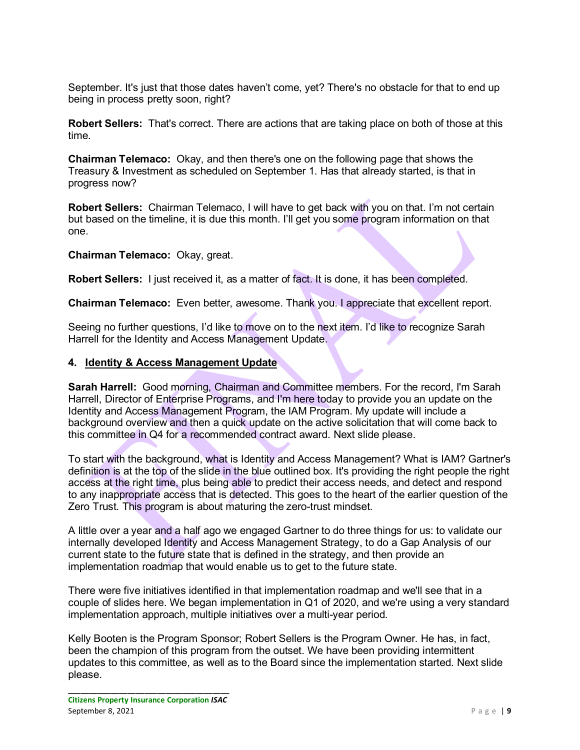September. It's just that those dates haven't come, yet? There's no obstacle for that to end up being in process pretty soon, right?

**Robert Sellers:** That's correct. There are actions that are taking place on both of those at this time.

**Chairman Telemaco:** Okay, and then there's one on the following page that shows the Treasury & Investment as scheduled on September 1. Has that already started, is that in progress now?

**Robert Sellers:** Chairman Telemaco, I will have to get back with you on that. I'm not certain but based on the timeline, it is due this month. I'll get you some program information on that one.

**Chairman Telemaco:** Okay, great.

**Robert Sellers:** I just received it, as a matter of fact. It is done, it has been completed.

**Chairman Telemaco:** Even better, awesome. Thank you. I appreciate that excellent report.

Seeing no further questions, I'd like to move on to the next item. I'd like to recognize Sarah Harrell for the Identity and Access Management Update.

**4. Identity & Access Management Update**

**Sarah Harrell:** Good morning, Chairman and Committee members. For the record, I'm Sarah Harrell, Director of Enterprise Programs, and I'm here today to provide you an update on the Identity and Access Management Program, the IAM Program. My update will include a background overview and then a quick update on the active solicitation that will come back to this committee in Q4 for a recommended contract award. Next slide please.

To start with the background, what is Identity and Access Management? What is IAM? Gartner's definition is at the top of the slide in the blue outlined box. It's providing the right people the right access at the right time, plus being able to predict their access needs, and detect and respond to any inappropriate access that is detected. This goes to the heart of the earlier question of the Zero Trust. This program is about maturing the zero-trust mindset.

A little over a year and a half ago we engaged Gartner to do three things for us: to validate our internally developed Identity and Access Management Strategy, to do a Gap Analysis of our current state to the future state that is defined in the strategy, and then provide an implementation roadmap that would enable us to get to the future state.

There were five initiatives identified in that implementation roadmap and we'll see that in a couple of slides here. We began implementation in Q1 of 2020, and we're using a very standard implementation approach, multiple initiatives over a multi-year period.

Kelly Booten is the Program Sponsor; Robert Sellers is the Program Owner. He has, in fact, been the champion of this program from the outset. We have been providing intermittent updates to this committee, as well as to the Board since the implementation started. Next slide please.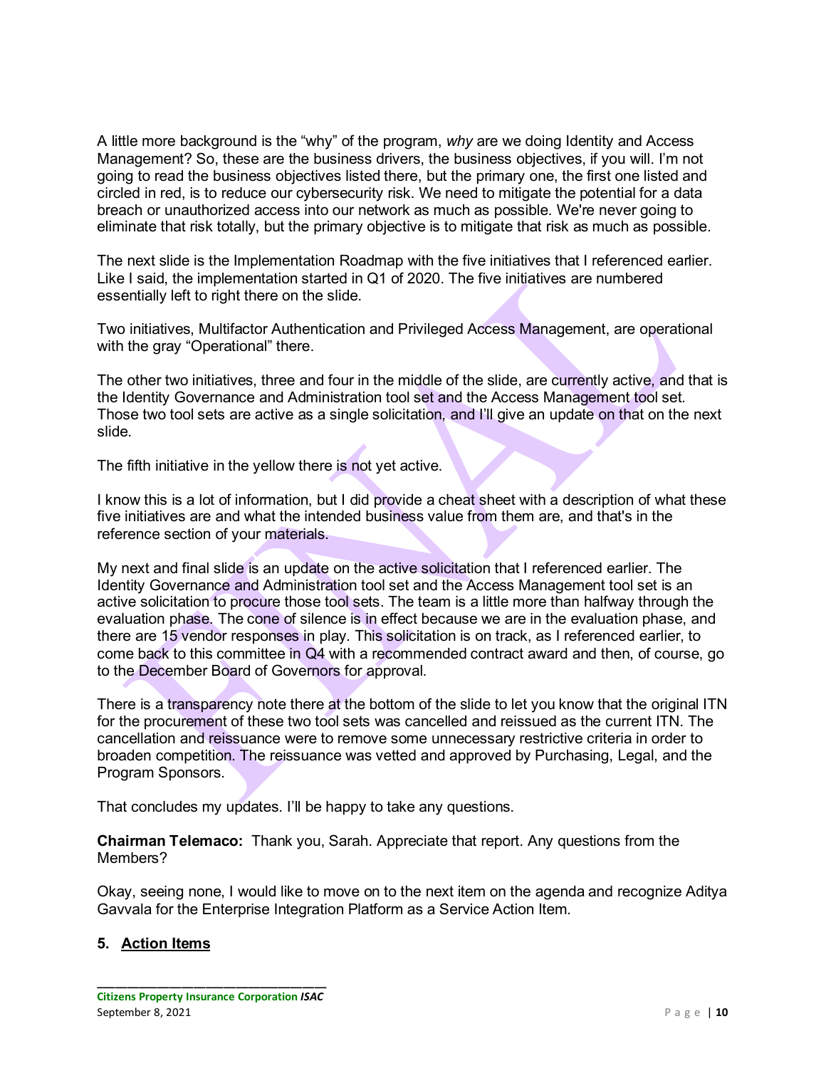A little more background is the "why" of the program, *why* are we doing Identity and Access Management? So, these are the business drivers, the business objectives, if you will. I'm not going to read the business objectives listed there, but the primary one, the first one listed and circled in red, is to reduce our cybersecurity risk. We need to mitigate the potential for a data breach or unauthorized access into our network as much as possible. We're never going to eliminate that risk totally, but the primary objective is to mitigate that risk as much as possible.

The next slide is the Implementation Roadmap with the five initiatives that I referenced earlier. Like I said, the implementation started in Q1 of 2020. The five initiatives are numbered essentially left to right there on the slide.

Two initiatives, Multifactor Authentication and Privileged Access Management, are operational with the gray "Operational" there.

The other two initiatives, three and four in the middle of the slide, are currently active, and that is the Identity Governance and Administration tool set and the Access Management tool set. Those two tool sets are active as a single solicitation, and I'll give an update on that on the next slide.

The fifth initiative in the yellow there is not yet active.

I know this is a lot of information, but I did provide a cheat sheet with a description of what these five initiatives are and what the intended business value from them are, and that's in the reference section of your materials.

My next and final slide is an update on the active solicitation that I referenced earlier. The Identity Governance and Administration tool set and the Access Management tool set is an active solicitation to procure those tool sets. The team is a little more than halfway through the evaluation phase. The cone of silence is in effect because we are in the evaluation phase, and there are 15 vendor responses in play. This solicitation is on track, as I referenced earlier, to come back to this committee in Q4 with a recommended contract award and then, of course, go to the December Board of Governors for approval.

There is a transparency note there at the bottom of the slide to let you know that the original ITN for the procurement of these two tool sets was cancelled and reissued as the current ITN. The cancellation and reissuance were to remove some unnecessary restrictive criteria in order to broaden competition. The reissuance was vetted and approved by Purchasing, Legal, and the Program Sponsors.

That concludes my updates. I'll be happy to take any questions.

**Chairman Telemaco:** Thank you, Sarah. Appreciate that report. Any questions from the Members?

Okay, seeing none, I would like to move on to the next item on the agenda and recognize Aditya Gavvala for the Enterprise Integration Platform as a Service Action Item.

## 5. Action Items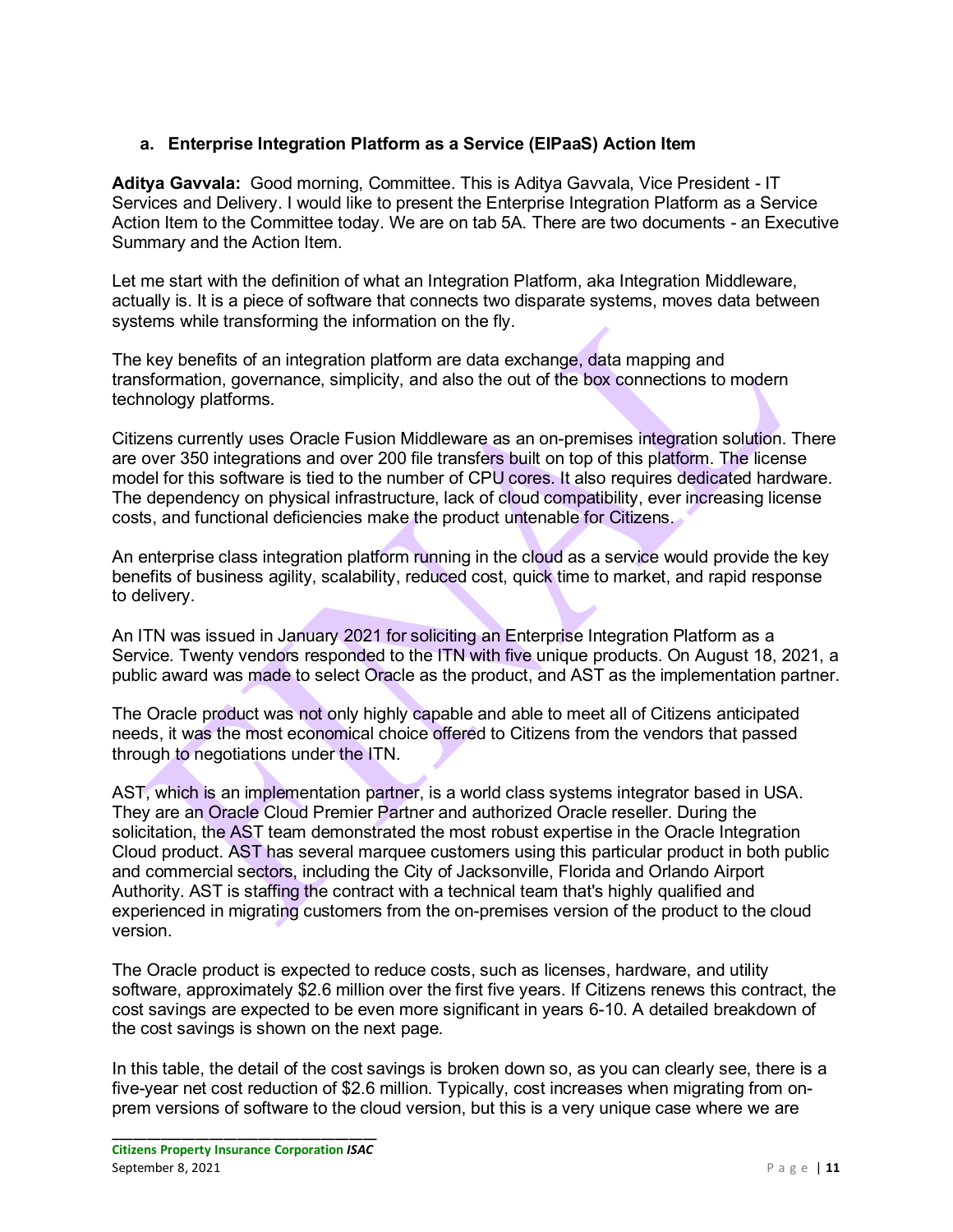### a. Enterprise Integration Platform as a Service (EIPaaS) Action Item

**Aditya Gavvala:** Good morning, Committee. This is Aditya Gavvala, Vice President - IT Services and Delivery. I would like to present the Enterprise Integration Platform as a Service Action Item to the Committee today. We are on tab 5A. There are two documents - an Executive Summary and the Action Item.

Let me start with the definition of what an Integration Platform, aka Integration Middleware, actually is. It is a piece of software that connects two disparate systems, moves data between systems while transforming the information on the fly.

The key benefits of an integration platform are data exchange, data mapping and transformation, governance, simplicity, and also the out of the box connections to modern technology platforms.

Citizens currently uses Oracle Fusion Middleware as an on-premises integration solution. There are over 350 integrations and over 200 file transfers built on top of this platform. The license model for this software is tied to the number of CPU cores. It also requires dedicated hardware. The dependency on physical infrastructure, lack of cloud compatibility, ever increasing license costs, and functional deficiencies make the product untenable for Citizens.

An enterprise class integration platform running in the cloud as a service would provide the key benefits of business agility, scalability, reduced cost, quick time to market, and rapid response to delivery.

An ITN was issued in January 2021 for soliciting an Enterprise Integration Platform as a Service. Twenty vendors responded to the ITN with five unique products. On August 18, 2021, a public award was made to select Oracle as the product, and AST as the implementation partner.

The Oracle product was not only highly capable and able to meet all of Citizens anticipated needs, it was the most economical choice offered to Citizens from the vendors that passed through to negotiations under the ITN.

AST, which is an implementation partner, is a world class systems integrator based in USA. They are an Oracle Cloud Premier Partner and authorized Oracle reseller. During the solicitation, the AST team demonstrated the most robust expertise in the Oracle Integration Cloud product. AST has several marquee customers using this particular product in both public and commercial sectors, including the City of Jacksonville, Florida and Orlando Airport Authority. AST is staffing the contract with a technical team that's highly qualified and experienced in migrating customers from the on-premises version of the product to the cloud version.

The Oracle product is expected to reduce costs, such as licenses, hardware, and utility software, approximately $2.6 million over the first five years. If Citizens renews this contract, the cost savings are expected to be even more significant in years 6-10. A detailed breakdown of the cost savings is shown on the next page.

In this table, the detail of the cost savings is broken down so, as you can clearly see, there is a five-year net cost reduction of $2.6 million. Typically, cost increases when migrating from on-prem versions of software to the cloud version, but this is a very unique case where we are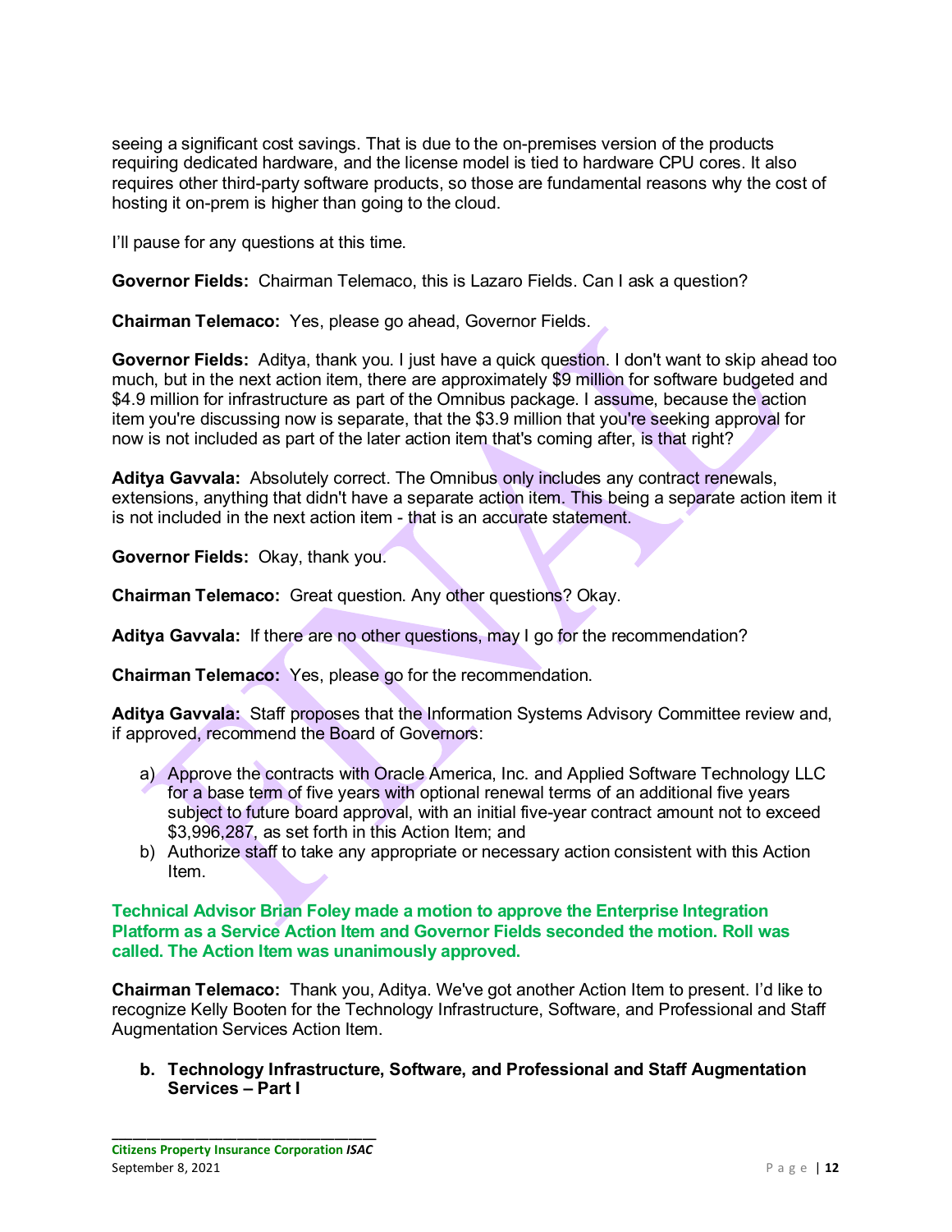seeing a significant cost savings. That is due to the on-premises version of the products requiring dedicated hardware, and the license model is tied to hardware CPU cores. It also requires other third-party software products, so those are fundamental reasons why the cost of hosting it on-prem is higher than going to the cloud.

I'll pause for any questions at this time.

**Governor Fields:** Chairman Telemaco, this is Lazaro Fields. Can I ask a question?

**Chairman Telemaco:** Yes, please go ahead, Governor Fields.

**Governor Fields:** Aditya, thank you. I just have a quick question. I don't want to skip ahead too much, but in the next action item, there are approximately $9 million for software budgeted and $4.9 million for infrastructure as part of the Omnibus package. I assume, because the action item you're discussing now is separate, that the $3.9 million that you're seeking approval for now is not included as part of the later action item that's coming after, is that right?

**Aditya Gavvala:** Absolutely correct. The Omnibus only includes any contract renewals, extensions, anything that didn't have a separate action item. This being a separate action item it is not included in the next action item - that is an accurate statement.

**Governor Fields:** Okay, thank you.

**Chairman Telemaco:** Great question. Any other questions? Okay.

**Aditya Gavvala:** If there are no other questions, may I go for the recommendation?

**Chairman Telemaco:** Yes, please go for the recommendation.

**Aditya Gavvala:** Staff proposes that the Information Systems Advisory Committee review and, if approved, recommend the Board of Governors:

a) Approve the contracts with Oracle America, Inc. and Applied Software Technology LLC for a base term of five years with optional renewal terms of an additional five years subject to future board approval, with an initial five-year contract amount not to exceed $3,996,287, as set forth in this Action Item; and
b) Authorize staff to take any appropriate or necessary action consistent with this Action Item.

**Technical Advisor Brian Foley made a motion to approve the Enterprise Integration Platform as a Service Action Item and Governor Fields seconded the motion. Roll was called. The Action Item was unanimously approved.**

**Chairman Telemaco:** Thank you, Aditya. We've got another Action Item to present. I'd like to recognize Kelly Booten for the Technology Infrastructure, Software, and Professional and Staff Augmentation Services Action Item.

**b. Technology Infrastructure, Software, and Professional and Staff Augmentation Services – Part I**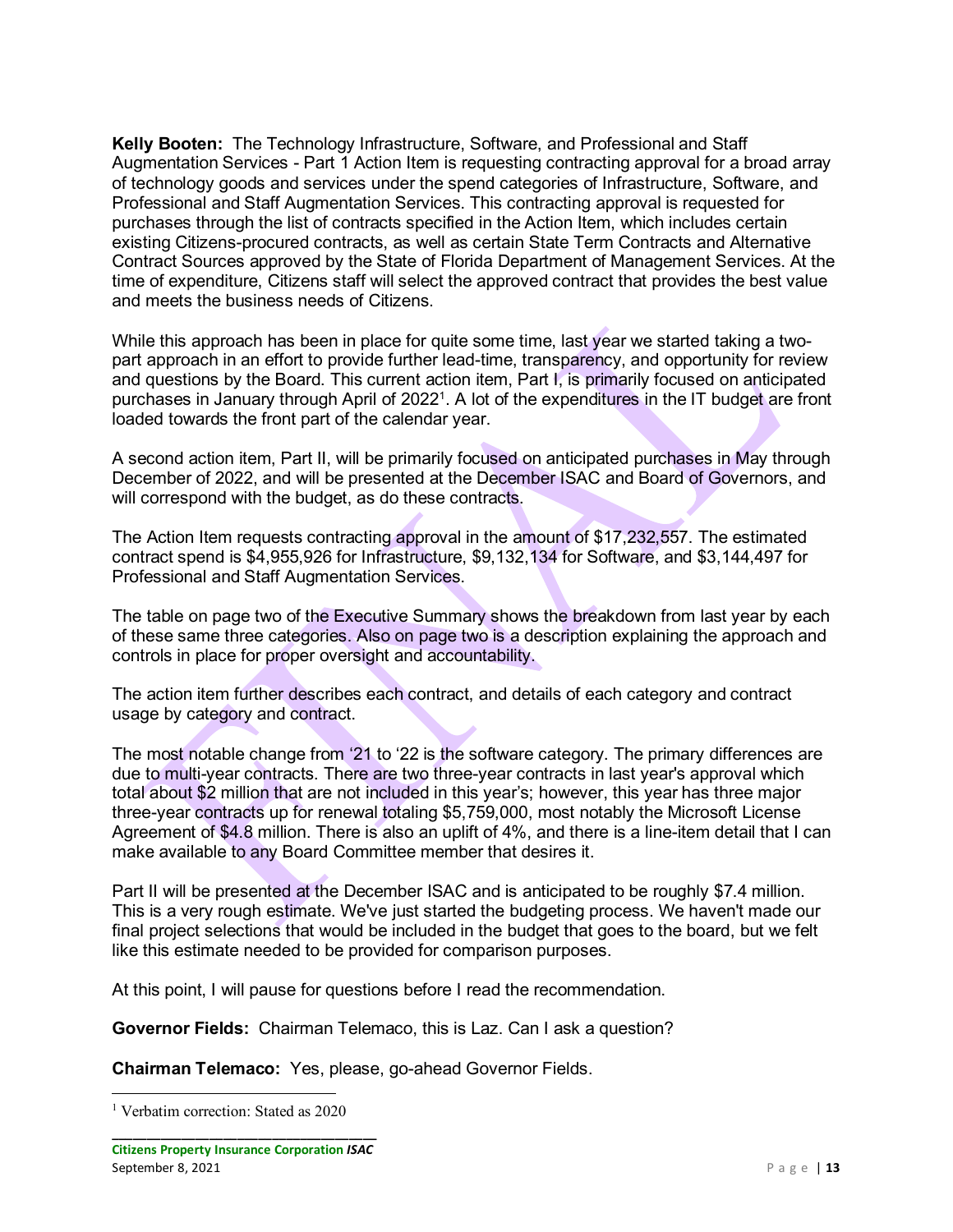**Kelly Booten:** The Technology Infrastructure, Software, and Professional and Staff Augmentation Services - Part 1 Action Item is requesting contracting approval for a broad array of technology goods and services under the spend categories of Infrastructure, Software, and Professional and Staff Augmentation Services. This contracting approval is requested for purchases through the list of contracts specified in the Action Item, which includes certain existing Citizens-procured contracts, as well as certain State Term Contracts and Alternative Contract Sources approved by the State of Florida Department of Management Services. At the time of expenditure, Citizens staff will select the approved contract that provides the best value and meets the business needs of Citizens.

While this approach has been in place for quite some time, last year we started taking a two-part approach in an effort to provide further lead-time, transparency, and opportunity for review and questions by the Board. This current action item, Part I, is primarily focused on anticipated purchases in January through April of 2022[1]. A lot of the expenditures in the IT budget are front loaded towards the front part of the calendar year.

A second action item, Part II, will be primarily focused on anticipated purchases in May through December of 2022, and will be presented at the December ISAC and Board of Governors, and will correspond with the budget, as do these contracts.

The Action Item requests contracting approval in the amount of $17,232,557. The estimated contract spend is $4,955,926 for Infrastructure, $9,132,134 for Software, and $3,144,497 for Professional and Staff Augmentation Services.

The table on page two of the Executive Summary shows the breakdown from last year by each of these same three categories. Also on page two is a description explaining the approach and controls in place for proper oversight and accountability.

The action item further describes each contract, and details of each category and contract usage by category and contract.

The most notable change from '21 to '22 is the software category. The primary differences are due to multi-year contracts. There are two three-year contracts in last year's approval which total about $2 million that are not included in this year's; however, this year has three major three-year contracts up for renewal totaling $5,759,000, most notably the Microsoft License Agreement of $4.8 million. There is also an uplift of 4%, and there is a line-item detail that I can make available to any Board Committee member that desires it.

Part II will be presented at the December ISAC and is anticipated to be roughly $7.4 million. This is a very rough estimate. We've just started the budgeting process. We haven't made our final project selections that would be included in the budget that goes to the board, but we felt like this estimate needed to be provided for comparison purposes.

At this point, I will pause for questions before I read the recommendation.

**Governor Fields:** Chairman Telemaco, this is Laz. Can I ask a question?

**Chairman Telemaco:** Yes, please, go-ahead Governor Fields.

[1] Verbatim correction: Stated as 2020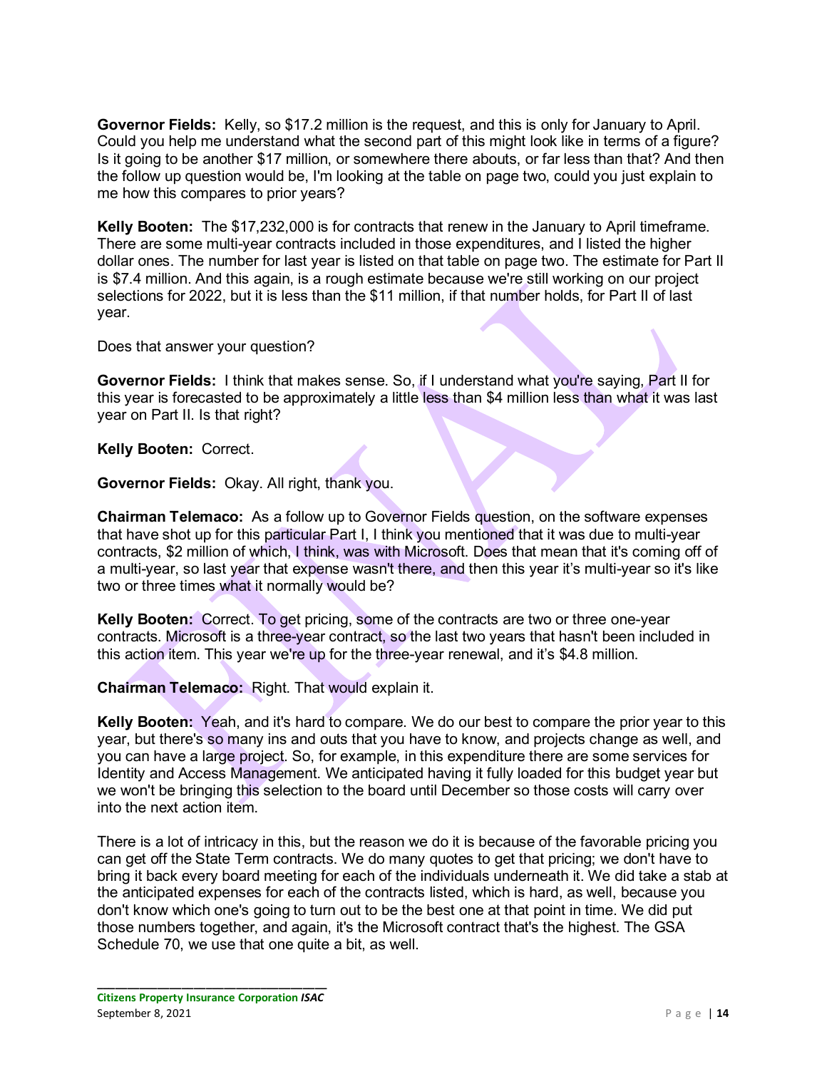**Governor Fields:** Kelly, so $17.2 million is the request, and this is only for January to April. Could you help me understand what the second part of this might look like in terms of a figure? Is it going to be another $17 million, or somewhere there abouts, or far less than that? And then the follow up question would be, I'm looking at the table on page two, could you just explain to me how this compares to prior years?

**Kelly Booten:** The $17,232,000 is for contracts that renew in the January to April timeframe. There are some multi-year contracts included in those expenditures, and I listed the higher dollar ones. The number for last year is listed on that table on page two. The estimate for Part II is $7.4 million. And this again, is a rough estimate because we're still working on our project selections for 2022, but it is less than the $11 million, if that number holds, for Part II of last year.

Does that answer your question?

**Governor Fields:** I think that makes sense. So, if I understand what you're saying, Part II for this year is forecasted to be approximately a little less than $4 million less than what it was last year on Part II. Is that right?

**Kelly Booten:** Correct.

**Governor Fields:** Okay. All right, thank you.

**Chairman Telemaco:** As a follow up to Governor Fields question, on the software expenses that have shot up for this particular Part I, I think you mentioned that it was due to multi-year contracts, $2 million of which, I think, was with Microsoft. Does that mean that it's coming off of a multi-year, so last year that expense wasn't there, and then this year it's multi-year so it's like two or three times what it normally would be?

**Kelly Booten:** Correct. To get pricing, some of the contracts are two or three one-year contracts. Microsoft is a three-year contract, so the last two years that hasn't been included in this action item. This year we're up for the three-year renewal, and it's $4.8 million.

**Chairman Telemaco:** Right. That would explain it.

**Kelly Booten:** Yeah, and it's hard to compare. We do our best to compare the prior year to this year, but there's so many ins and outs that you have to know, and projects change as well, and you can have a large project. So, for example, in this expenditure there are some services for Identity and Access Management. We anticipated having it fully loaded for this budget year but we won't be bringing this selection to the board until December so those costs will carry over into the next action item.

There is a lot of intricacy in this, but the reason we do it is because of the favorable pricing you can get off the State Term contracts. We do many quotes to get that pricing; we don't have to bring it back every board meeting for each of the individuals underneath it. We did take a stab at the anticipated expenses for each of the contracts listed, which is hard, as well, because you don't know which one's going to turn out to be the best one at that point in time. We did put those numbers together, and again, it's the Microsoft contract that's the highest. The GSA Schedule 70, we use that one quite a bit, as well.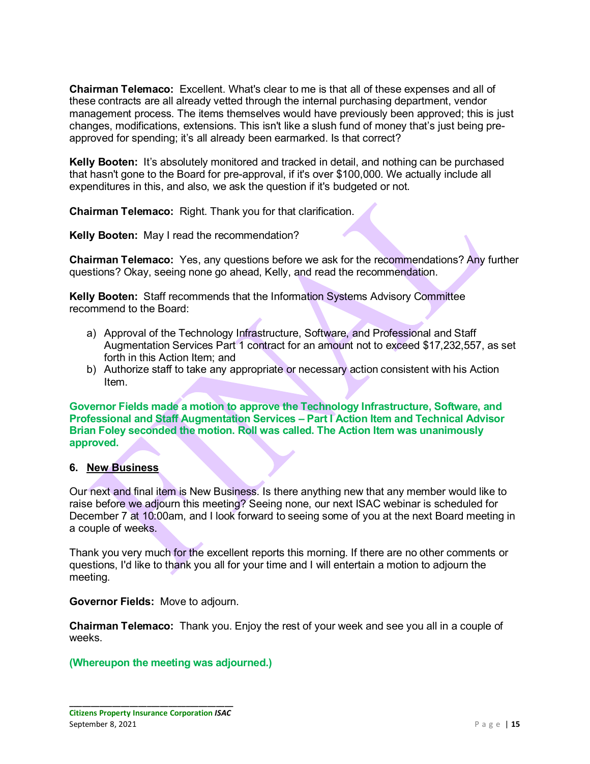**Chairman Telemaco:** Excellent. What's clear to me is that all of these expenses and all of these contracts are all already vetted through the internal purchasing department, vendor management process. The items themselves would have previously been approved; this is just changes, modifications, extensions. This isn't like a slush fund of money that's just being pre-approved for spending; it's all already been earmarked. Is that correct?

**Kelly Booten:** It's absolutely monitored and tracked in detail, and nothing can be purchased that hasn't gone to the Board for pre-approval, if it's over $100,000. We actually include all expenditures in this, and also, we ask the question if it's budgeted or not.

**Chairman Telemaco:** Right. Thank you for that clarification.

**Kelly Booten:** May I read the recommendation?

**Chairman Telemaco:** Yes, any questions before we ask for the recommendations? Any further questions? Okay, seeing none go ahead, Kelly, and read the recommendation.

**Kelly Booten:** Staff recommends that the Information Systems Advisory Committee recommend to the Board:

a) Approval of the Technology Infrastructure, Software, and Professional and Staff Augmentation Services Part 1 contract for an amount not to exceed $17,232,557, as set forth in this Action Item; and
b) Authorize staff to take any appropriate or necessary action consistent with his Action Item.

**Governor Fields made a motion to approve the Technology Infrastructure, Software, and Professional and Staff Augmentation Services – Part I Action Item and Technical Advisor Brian Foley seconded the motion. Roll was called. The Action Item was unanimously approved.**

**6. New Business**

Our next and final item is New Business. Is there anything new that any member would like to raise before we adjourn this meeting? Seeing none, our next ISAC webinar is scheduled for December 7 at 10:00am, and I look forward to seeing some of you at the next Board meeting in a couple of weeks.

Thank you very much for the excellent reports this morning. If there are no other comments or questions, I'd like to thank you all for your time and I will entertain a motion to adjourn the meeting.

**Governor Fields:** Move to adjourn.

**Chairman Telemaco:** Thank you. Enjoy the rest of your week and see you all in a couple of weeks.

**(Whereupon the meeting was adjourned.)**